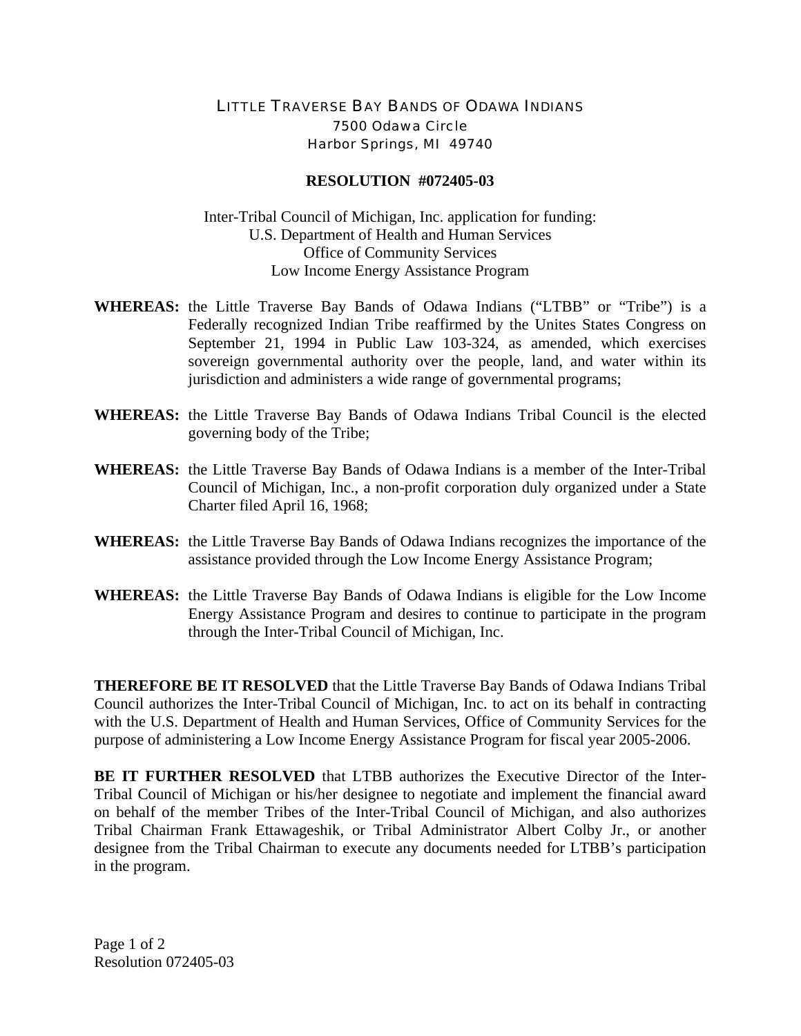LITTLE TRAVERSE BAY BANDS OF ODAWA INDIANS
7500 Odawa Circle
Harbor Springs, MI 49740

**RESOLUTION #072405-03**

Inter-Tribal Council of Michigan, Inc. application for funding:
U.S. Department of Health and Human Services
Office of Community Services
Low Income Energy Assistance Program

**WHEREAS:** the Little Traverse Bay Bands of Odawa Indians ("LTBB" or "Tribe") is a Federally recognized Indian Tribe reaffirmed by the Unites States Congress on September 21, 1994 in Public Law 103-324, as amended, which exercises sovereign governmental authority over the people, land, and water within its jurisdiction and administers a wide range of governmental programs;

**WHEREAS:** the Little Traverse Bay Bands of Odawa Indians Tribal Council is the elected governing body of the Tribe;

**WHEREAS:** the Little Traverse Bay Bands of Odawa Indians is a member of the Inter-Tribal Council of Michigan, Inc., a non-profit corporation duly organized under a State Charter filed April 16, 1968;

**WHEREAS:** the Little Traverse Bay Bands of Odawa Indians recognizes the importance of the assistance provided through the Low Income Energy Assistance Program;

**WHEREAS:** the Little Traverse Bay Bands of Odawa Indians is eligible for the Low Income Energy Assistance Program and desires to continue to participate in the program through the Inter-Tribal Council of Michigan, Inc.

**THEREFORE BE IT RESOLVED** that the Little Traverse Bay Bands of Odawa Indians Tribal Council authorizes the Inter-Tribal Council of Michigan, Inc. to act on its behalf in contracting with the U.S. Department of Health and Human Services, Office of Community Services for the purpose of administering a Low Income Energy Assistance Program for fiscal year 2005-2006.

**BE IT FURTHER RESOLVED** that LTBB authorizes the Executive Director of the Inter-Tribal Council of Michigan or his/her designee to negotiate and implement the financial award on behalf of the member Tribes of the Inter-Tribal Council of Michigan, and also authorizes Tribal Chairman Frank Ettawageshik, or Tribal Administrator Albert Colby Jr., or another designee from the Tribal Chairman to execute any documents needed for LTBB's participation in the program.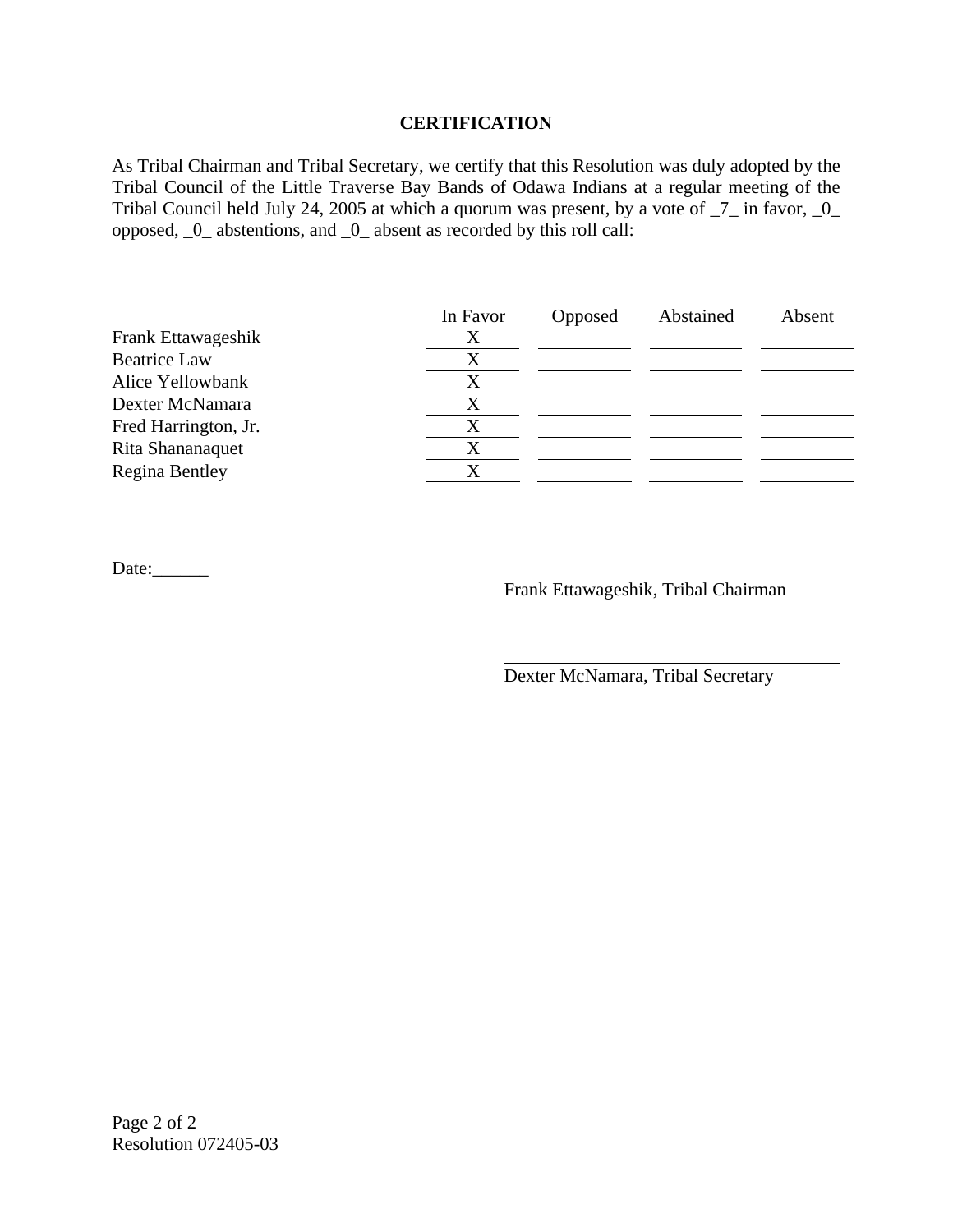## CERTIFICATION

As Tribal Chairman and Tribal Secretary, we certify that this Resolution was duly adopted by the Tribal Council of the Little Traverse Bay Bands of Odawa Indians at a regular meeting of the Tribal Council held July 24, 2005 at which a quorum was present, by a vote of _7_ in favor, _0_ opposed, _0_ abstentions, and _0_ absent as recorded by this roll call:

| | In Favor | Opposed | Abstained | Absent |
|---|---|---|---|---|
| Frank Ettawageshik | X | | | |
| Beatrice Law | X | | | |
| Alice Yellowbank | X | | | |
| Dexter McNamara | X | | | |
| Fred Harrington, Jr. | X | | | |
| Rita Shananaquet | X | | | |
| Regina Bentley | X | | | |

Date:______

_____________________________________
Frank Ettawageshik, Tribal Chairman

_____________________________________
Dexter McNamara, Tribal Secretary

Resolution 072405-03